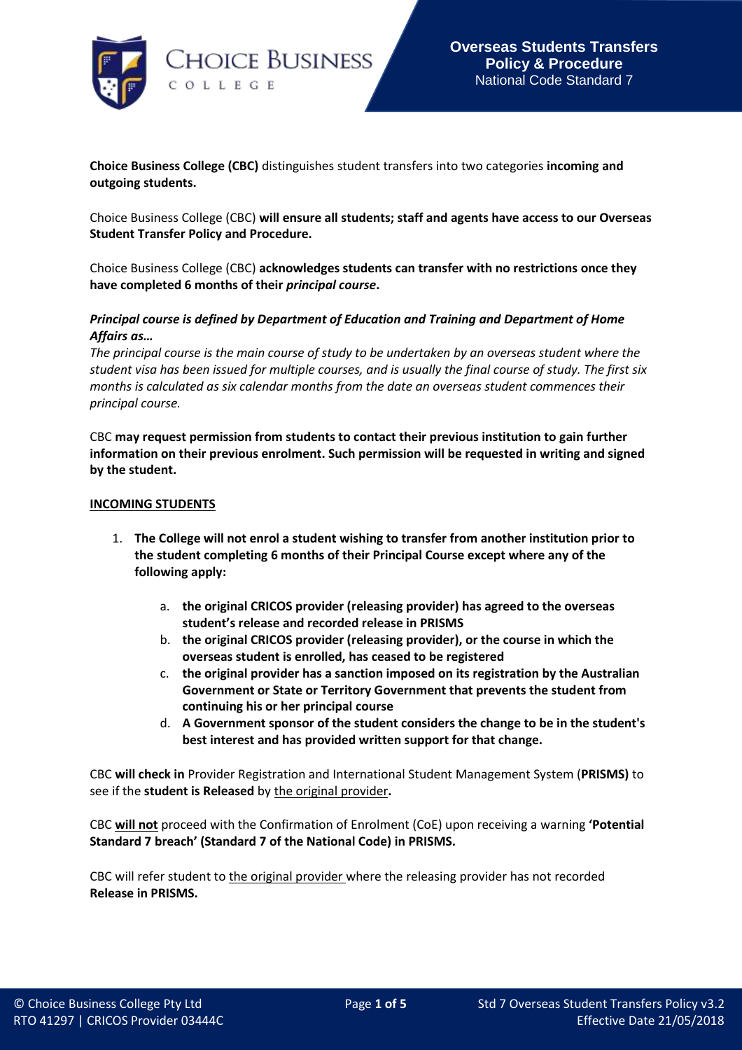# Overseas Students Transfers Policy & Procedure

National Code Standard 7

**Choice Business College (CBC)** distinguishes student transfers into two categories **incoming and outgoing students.**

Choice Business College (CBC) **will ensure all students; staff and agents have access to our Overseas Student Transfer Policy and Procedure.**

Choice Business College (CBC) **acknowledges students can transfer with no restrictions once they have completed 6 months of their *principal course*.**

***Principal course is defined by Department of Education and Training and Department of Home Affairs as…***
*The principal course is the main course of study to be undertaken by an overseas student where the student visa has been issued for multiple courses, and is usually the final course of study. The first six months is calculated as six calendar months from the date an overseas student commences their principal course.*

CBC **may request permission from students to contact their previous institution to gain further information on their previous enrolment. Such permission will be requested in writing and signed by the student.**

**INCOMING STUDENTS**

1. **The College will not enrol a student wishing to transfer from another institution prior to the student completing 6 months of their Principal Course except where any of the following apply:**
    a. **the original CRICOS provider (releasing provider) has agreed to the overseas student's release and recorded release in PRISMS**
    b. **the original CRICOS provider (releasing provider), or the course in which the overseas student is enrolled, has ceased to be registered**
    c. **the original provider has a sanction imposed on its registration by the Australian Government or State or Territory Government that prevents the student from continuing his or her principal course**
    d. **A Government sponsor of the student considers the change to be in the student's best interest and has provided written support for that change.**

CBC **will check in** Provider Registration and International Student Management System (**PRISMS)** to see if the **student is Released** by the original provider**.**

CBC **will not** proceed with the Confirmation of Enrolment (CoE) upon receiving a warning **'Potential Standard 7 breach' (Standard 7 of the National Code) in PRISMS.**

CBC will refer student to the original provider where the releasing provider has not recorded **Release in PRISMS.**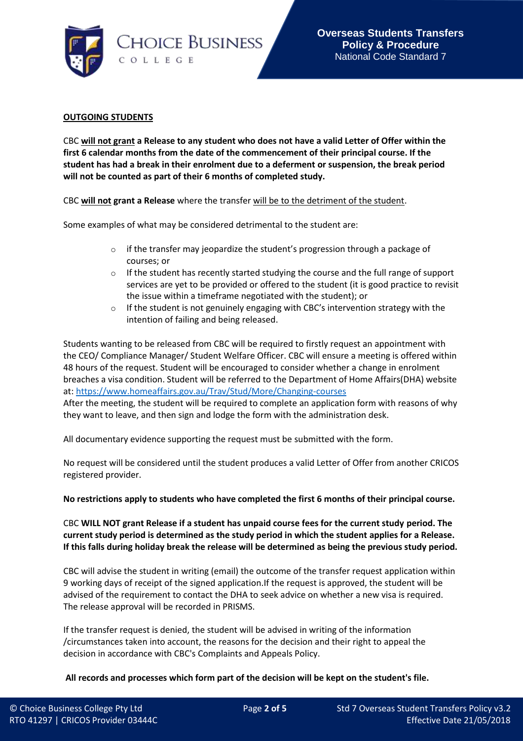**OUTGOING STUDENTS**

CBC **will not grant a Release to any student who does not have a valid Letter of Offer within the first 6 calendar months from the date of the commencement of their principal course. If the student has had a break in their enrolment due to a deferment or suspension, the break period will not be counted as part of their 6 months of completed study.**

CBC **will not grant a Release** where the transfer will be to the detriment of the student.

Some examples of what may be considered detrimental to the student are:

- if the transfer may jeopardize the student's progression through a package of courses; or
- If the student has recently started studying the course and the full range of support services are yet to be provided or offered to the student (it is good practice to revisit the issue within a timeframe negotiated with the student); or
- If the student is not genuinely engaging with CBC's intervention strategy with the intention of failing and being released.

Students wanting to be released from CBC will be required to firstly request an appointment with the CEO/ Compliance Manager/ Student Welfare Officer. CBC will ensure a meeting is offered within 48 hours of the request. Student will be encouraged to consider whether a change in enrolment breaches a visa condition. Student will be referred to the Department of Home Affairs(DHA) website at: https://www.homeaffairs.gov.au/Trav/Stud/More/Changing-courses
After the meeting, the student will be required to complete an application form with reasons of why they want to leave, and then sign and lodge the form with the administration desk.

All documentary evidence supporting the request must be submitted with the form.

No request will be considered until the student produces a valid Letter of Offer from another CRICOS registered provider.

**No restrictions apply to students who have completed the first 6 months of their principal course.**

CBC **WILL NOT grant Release if a student has unpaid course fees for the current study period. The current study period is determined as the study period in which the student applies for a Release. If this falls during holiday break the release will be determined as being the previous study period.**

CBC will advise the student in writing (email) the outcome of the transfer request application within 9 working days of receipt of the signed application.If the request is approved, the student will be advised of the requirement to contact the DHA to seek advice on whether a new visa is required. The release approval will be recorded in PRISMS.

If the transfer request is denied, the student will be advised in writing of the information /circumstances taken into account, the reasons for the decision and their right to appeal the decision in accordance with CBC's Complaints and Appeals Policy.

**All records and processes which form part of the decision will be kept on the student's file.**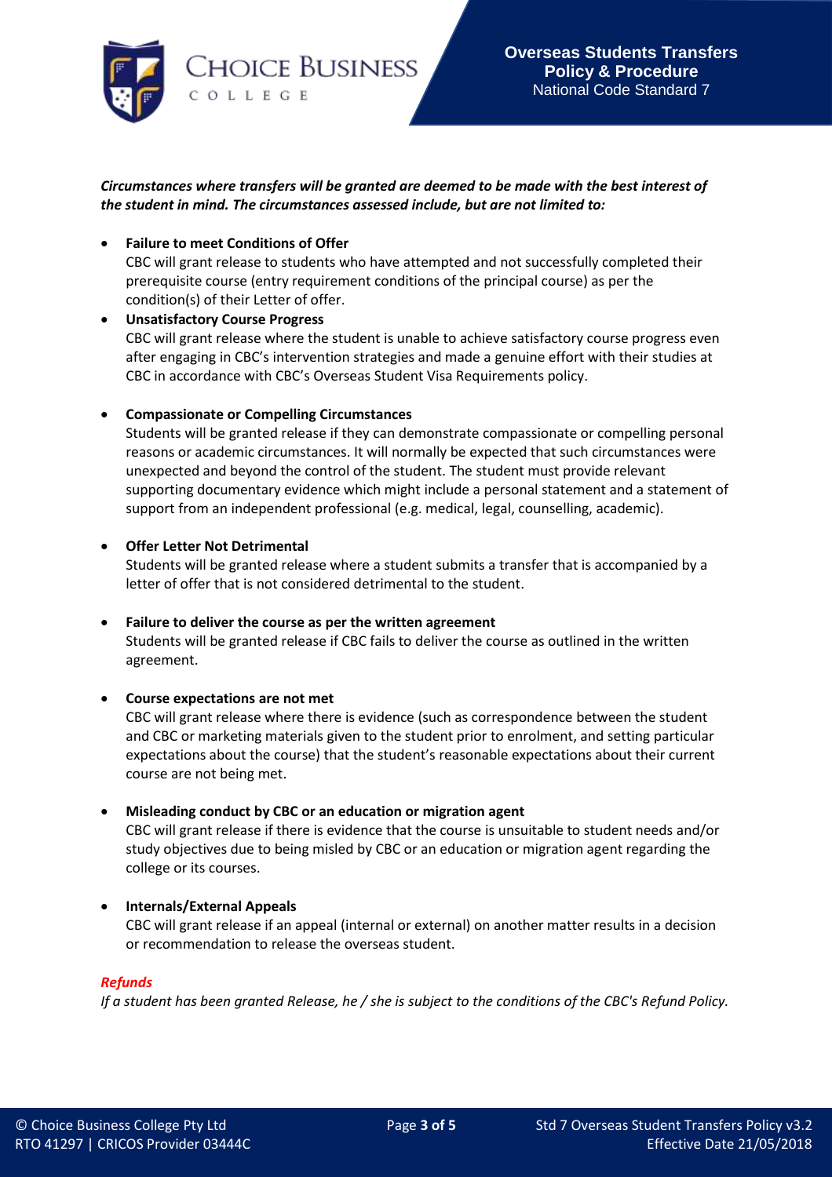***Circumstances where transfers will be granted are deemed to be made with the best interest of the student in mind. The circumstances assessed include, but are not limited to:***

- **Failure to meet Conditions of Offer**
  CBC will grant release to students who have attempted and not successfully completed their prerequisite course (entry requirement conditions of the principal course) as per the condition(s) of their Letter of offer.
- **Unsatisfactory Course Progress**
  CBC will grant release where the student is unable to achieve satisfactory course progress even after engaging in CBC's intervention strategies and made a genuine effort with their studies at CBC in accordance with CBC's Overseas Student Visa Requirements policy.
- **Compassionate or Compelling Circumstances**
  Students will be granted release if they can demonstrate compassionate or compelling personal reasons or academic circumstances. It will normally be expected that such circumstances were unexpected and beyond the control of the student. The student must provide relevant supporting documentary evidence which might include a personal statement and a statement of support from an independent professional (e.g. medical, legal, counselling, academic).
- **Offer Letter Not Detrimental**
  Students will be granted release where a student submits a transfer that is accompanied by a letter of offer that is not considered detrimental to the student.
- **Failure to deliver the course as per the written agreement**
  Students will be granted release if CBC fails to deliver the course as outlined in the written agreement.
- **Course expectations are not met**
  CBC will grant release where there is evidence (such as correspondence between the student and CBC or marketing materials given to the student prior to enrolment, and setting particular expectations about the course) that the student's reasonable expectations about their current course are not being met.
- **Misleading conduct by CBC or an education or migration agent**
  CBC will grant release if there is evidence that the course is unsuitable to student needs and/or study objectives due to being misled by CBC or an education or migration agent regarding the college or its courses.
- **Internals/External Appeals**
  CBC will grant release if an appeal (internal or external) on another matter results in a decision or recommendation to release the overseas student.

***Refunds***

*If a student has been granted Release, he / she is subject to the conditions of the CBC's Refund Policy.*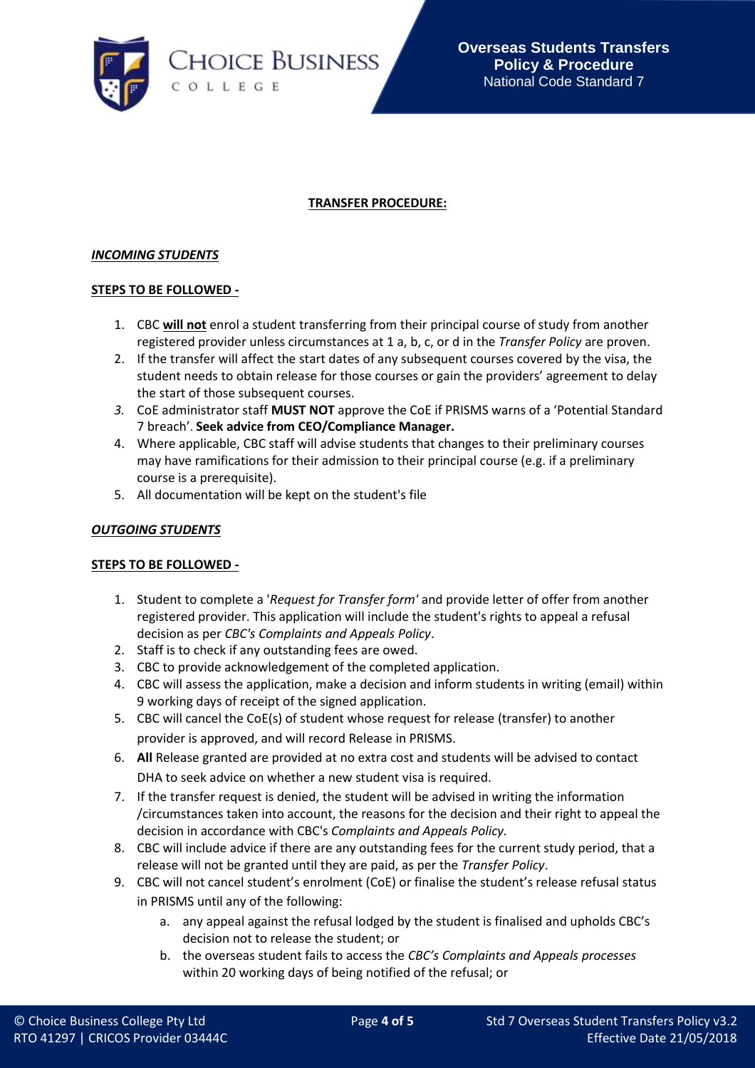**TRANSFER PROCEDURE:**

***INCOMING STUDENTS***

**STEPS TO BE FOLLOWED -**

1. CBC **will not** enrol a student transferring from their principal course of study from another registered provider unless circumstances at 1 a, b, c, or d in the *Transfer Policy* are proven.
2. If the transfer will affect the start dates of any subsequent courses covered by the visa, the student needs to obtain release for those courses or gain the providers' agreement to delay the start of those subsequent courses.
3. CoE administrator staff **MUST NOT** approve the CoE if PRISMS warns of a 'Potential Standard 7 breach'. **Seek advice from CEO/Compliance Manager.**
4. Where applicable, CBC staff will advise students that changes to their preliminary courses may have ramifications for their admission to their principal course (e.g. if a preliminary course is a prerequisite).
5. All documentation will be kept on the student's file

***OUTGOING STUDENTS***

**STEPS TO BE FOLLOWED -**

1. Student to complete a '*Request for Transfer form'* and provide letter of offer from another registered provider. This application will include the student's rights to appeal a refusal decision as per *CBC's Complaints and Appeals Policy*.
2. Staff is to check if any outstanding fees are owed.
3. CBC to provide acknowledgement of the completed application.
4. CBC will assess the application, make a decision and inform students in writing (email) within 9 working days of receipt of the signed application.
5. CBC will cancel the CoE(s) of student whose request for release (transfer) to another provider is approved, and will record Release in PRISMS.
6. **All** Release granted are provided at no extra cost and students will be advised to contact DHA to seek advice on whether a new student visa is required.
7. If the transfer request is denied, the student will be advised in writing the information /circumstances taken into account, the reasons for the decision and their right to appeal the decision in accordance with CBC's *Complaints and Appeals Policy.*
8. CBC will include advice if there are any outstanding fees for the current study period, that a release will not be granted until they are paid, as per the *Transfer Policy*.
9. CBC will not cancel student's enrolment (CoE) or finalise the student's release refusal status in PRISMS until any of the following:
   a. any appeal against the refusal lodged by the student is finalised and upholds CBC's decision not to release the student; or
   b. the overseas student fails to access the *CBC's Complaints and Appeals processes* within 20 working days of being notified of the refusal; or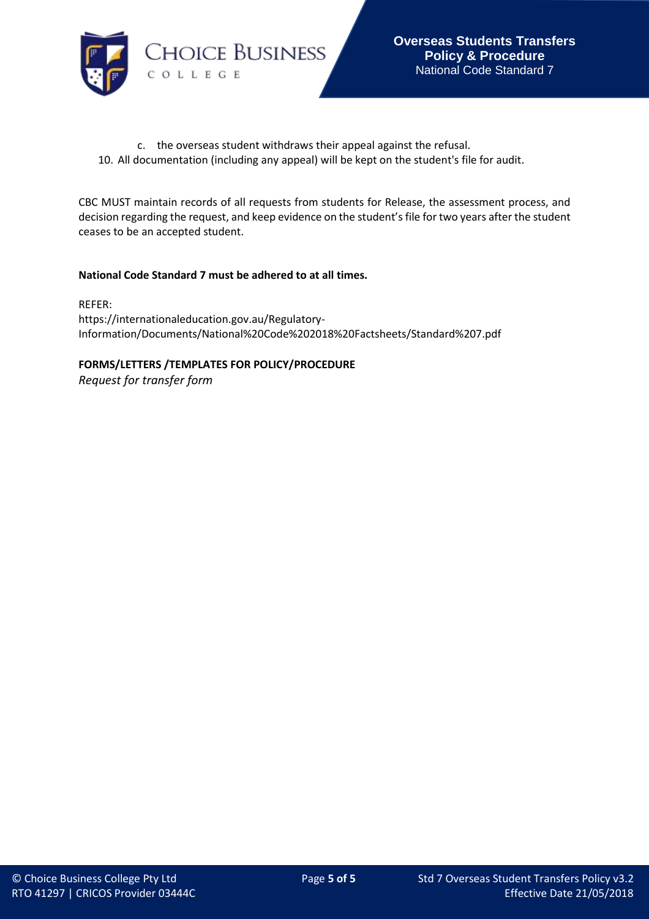c. the overseas student withdraws their appeal against the refusal.

10. All documentation (including any appeal) will be kept on the student's file for audit.

CBC MUST maintain records of all requests from students for Release, the assessment process, and decision regarding the request, and keep evidence on the student's file for two years after the student ceases to be an accepted student.

**National Code Standard 7 must be adhered to at all times.**

REFER:
https://internationaleducation.gov.au/Regulatory-Information/Documents/National%20Code%202018%20Factsheets/Standard%207.pdf

**FORMS/LETTERS /TEMPLATES FOR POLICY/PROCEDURE**

*Request for transfer form*